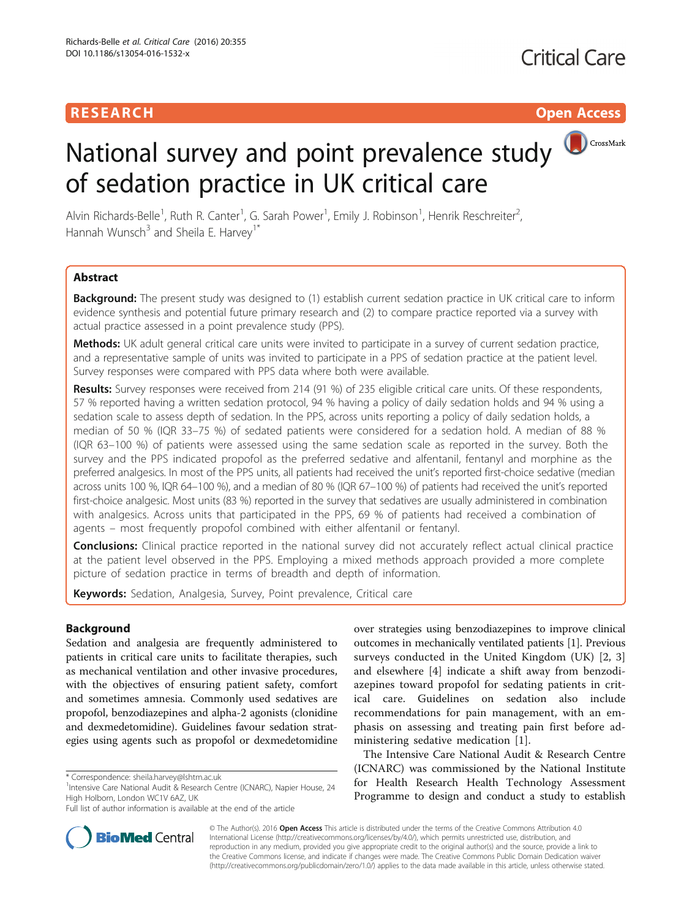RESEARCH Open Access

# National survey and point prevalence study of sedation practice in UK critical care

Alvin Richards-Belle[1], Ruth R. Canter[1], G. Sarah Power[1], Emily J. Robinson[1], Henrik Reschreiter[2], Hannah Wunsch[3] and Sheila E. Harvey[1*]

## Abstract

**Background:** The present study was designed to (1) establish current sedation practice in UK critical care to inform evidence synthesis and potential future primary research and (2) to compare practice reported via a survey with actual practice assessed in a point prevalence study (PPS).

**Methods:** UK adult general critical care units were invited to participate in a survey of current sedation practice, and a representative sample of units was invited to participate in a PPS of sedation practice at the patient level. Survey responses were compared with PPS data where both were available.

**Results:** Survey responses were received from 214 (91 %) of 235 eligible critical care units. Of these respondents, 57 % reported having a written sedation protocol, 94 % having a policy of daily sedation holds and 94 % using a sedation scale to assess depth of sedation. In the PPS, across units reporting a policy of daily sedation holds, a median of 50 % (IQR 33–75 %) of sedated patients were considered for a sedation hold. A median of 88 % (IQR 63–100 %) of patients were assessed using the same sedation scale as reported in the survey. Both the survey and the PPS indicated propofol as the preferred sedative and alfentanil, fentanyl and morphine as the preferred analgesics. In most of the PPS units, all patients had received the unit's reported first-choice sedative (median across units 100 %, IQR 64–100 %), and a median of 80 % (IQR 67–100 %) of patients had received the unit's reported first-choice analgesic. Most units (83 %) reported in the survey that sedatives are usually administered in combination with analgesics. Across units that participated in the PPS, 69 % of patients had received a combination of agents – most frequently propofol combined with either alfentanil or fentanyl.

**Conclusions:** Clinical practice reported in the national survey did not accurately reflect actual clinical practice at the patient level observed in the PPS. Employing a mixed methods approach provided a more complete picture of sedation practice in terms of breadth and depth of information.

**Keywords:** Sedation, Analgesia, Survey, Point prevalence, Critical care

## Background

Sedation and analgesia are frequently administered to patients in critical care units to facilitate therapies, such as mechanical ventilation and other invasive procedures, with the objectives of ensuring patient safety, comfort and sometimes amnesia. Commonly used sedatives are propofol, benzodiazepines and alpha-2 agonists (clonidine and dexmedetomidine). Guidelines favour sedation strategies using agents such as propofol or dexmedetomidine over strategies using benzodiazepines to improve clinical outcomes in mechanically ventilated patients [1]. Previous surveys conducted in the United Kingdom (UK) [2, 3] and elsewhere [4] indicate a shift away from benzodiazepines toward propofol for sedating patients in critical care. Guidelines on sedation also include recommendations for pain management, with an emphasis on assessing and treating pain first before administering sedative medication [1].

The Intensive Care National Audit & Research Centre (ICNARC) was commissioned by the National Institute for Health Research Health Technology Assessment Programme to design and conduct a study to establish

\* Correspondence: sheila.harvey@lshtm.ac.uk
[1]Intensive Care National Audit & Research Centre (ICNARC), Napier House, 24 High Holborn, London WC1V 6AZ, UK
Full list of author information is available at the end of the article

© The Author(s). 2016 **Open Access** This article is distributed under the terms of the Creative Commons Attribution 4.0 International License (http://creativecommons.org/licenses/by/4.0/), which permits unrestricted use, distribution, and reproduction in any medium, provided you give appropriate credit to the original author(s) and the source, provide a link to the Creative Commons license, and indicate if changes were made. The Creative Commons Public Domain Dedication waiver (http://creativecommons.org/publicdomain/zero/1.0/) applies to the data made available in this article, unless otherwise stated.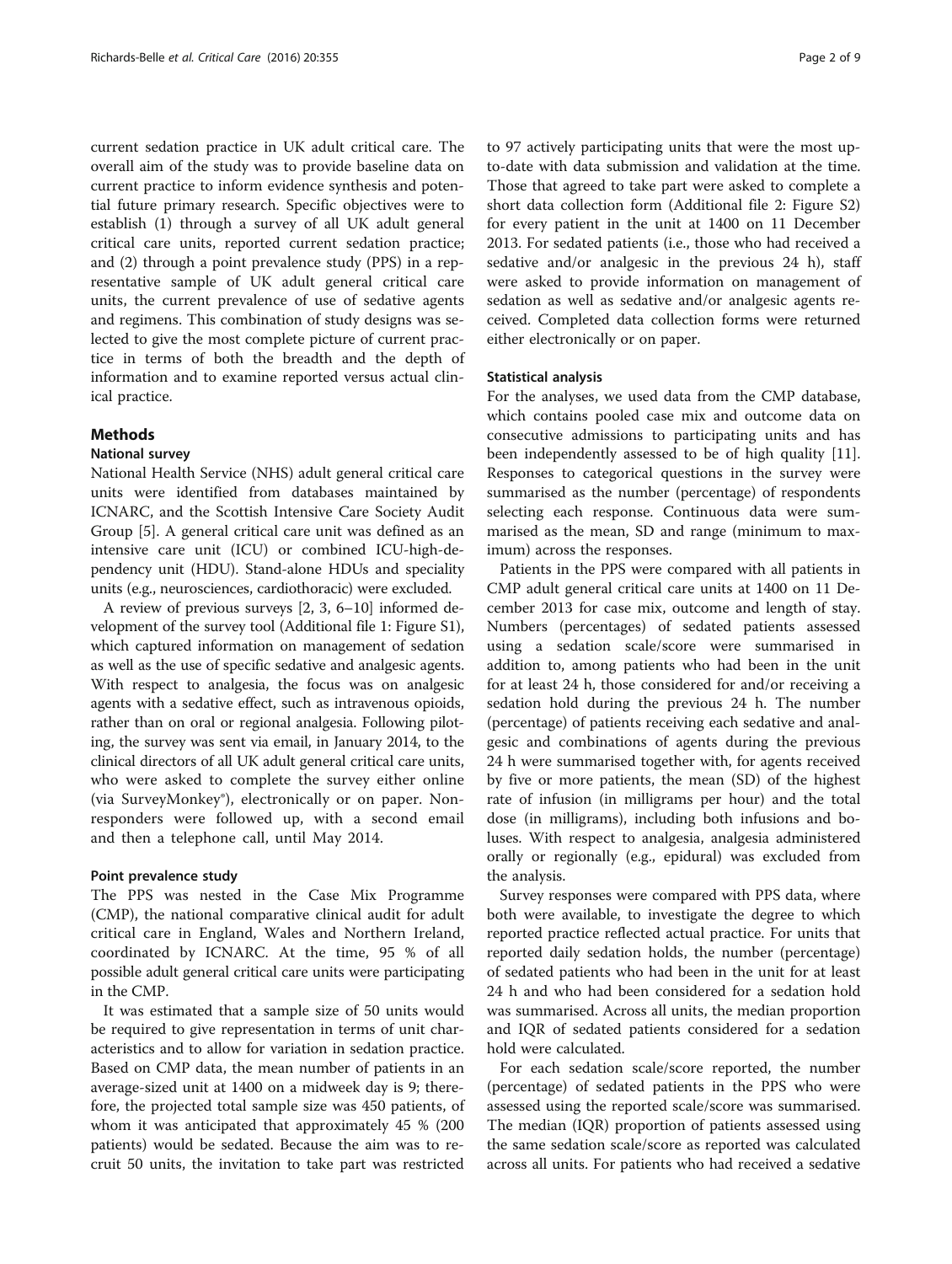current sedation practice in UK adult critical care. The overall aim of the study was to provide baseline data on current practice to inform evidence synthesis and potential future primary research. Specific objectives were to establish (1) through a survey of all UK adult general critical care units, reported current sedation practice; and (2) through a point prevalence study (PPS) in a representative sample of UK adult general critical care units, the current prevalence of use of sedative agents and regimens. This combination of study designs was selected to give the most complete picture of current practice in terms of both the breadth and the depth of information and to examine reported versus actual clinical practice.

## Methods

### National survey

National Health Service (NHS) adult general critical care units were identified from databases maintained by ICNARC, and the Scottish Intensive Care Society Audit Group [5]. A general critical care unit was defined as an intensive care unit (ICU) or combined ICU-high-dependency unit (HDU). Stand-alone HDUs and speciality units (e.g., neurosciences, cardiothoracic) were excluded.

A review of previous surveys [2, 3, 6–10] informed development of the survey tool (Additional file 1: Figure S1), which captured information on management of sedation as well as the use of specific sedative and analgesic agents. With respect to analgesia, the focus was on analgesic agents with a sedative effect, such as intravenous opioids, rather than on oral or regional analgesia. Following piloting, the survey was sent via email, in January 2014, to the clinical directors of all UK adult general critical care units, who were asked to complete the survey either online (via SurveyMonkey®), electronically or on paper. Non-responders were followed up, with a second email and then a telephone call, until May 2014.

### Point prevalence study

The PPS was nested in the Case Mix Programme (CMP), the national comparative clinical audit for adult critical care in England, Wales and Northern Ireland, coordinated by ICNARC. At the time, 95 % of all possible adult general critical care units were participating in the CMP.

It was estimated that a sample size of 50 units would be required to give representation in terms of unit characteristics and to allow for variation in sedation practice. Based on CMP data, the mean number of patients in an average-sized unit at 1400 on a midweek day is 9; therefore, the projected total sample size was 450 patients, of whom it was anticipated that approximately 45 % (200 patients) would be sedated. Because the aim was to recruit 50 units, the invitation to take part was restricted to 97 actively participating units that were the most up-to-date with data submission and validation at the time. Those that agreed to take part were asked to complete a short data collection form (Additional file 2: Figure S2) for every patient in the unit at 1400 on 11 December 2013. For sedated patients (i.e., those who had received a sedative and/or analgesic in the previous 24 h), staff were asked to provide information on management of sedation as well as sedative and/or analgesic agents received. Completed data collection forms were returned either electronically or on paper.

### Statistical analysis

For the analyses, we used data from the CMP database, which contains pooled case mix and outcome data on consecutive admissions to participating units and has been independently assessed to be of high quality [11]. Responses to categorical questions in the survey were summarised as the number (percentage) of respondents selecting each response. Continuous data were summarised as the mean, SD and range (minimum to maximum) across the responses.

Patients in the PPS were compared with all patients in CMP adult general critical care units at 1400 on 11 December 2013 for case mix, outcome and length of stay. Numbers (percentages) of sedated patients assessed using a sedation scale/score were summarised in addition to, among patients who had been in the unit for at least 24 h, those considered for and/or receiving a sedation hold during the previous 24 h. The number (percentage) of patients receiving each sedative and analgesic and combinations of agents during the previous 24 h were summarised together with, for agents received by five or more patients, the mean (SD) of the highest rate of infusion (in milligrams per hour) and the total dose (in milligrams), including both infusions and boluses. With respect to analgesia, analgesia administered orally or regionally (e.g., epidural) was excluded from the analysis.

Survey responses were compared with PPS data, where both were available, to investigate the degree to which reported practice reflected actual practice. For units that reported daily sedation holds, the number (percentage) of sedated patients who had been in the unit for at least 24 h and who had been considered for a sedation hold was summarised. Across all units, the median proportion and IQR of sedated patients considered for a sedation hold were calculated.

For each sedation scale/score reported, the number (percentage) of sedated patients in the PPS who were assessed using the reported scale/score was summarised. The median (IQR) proportion of patients assessed using the same sedation scale/score as reported was calculated across all units. For patients who had received a sedative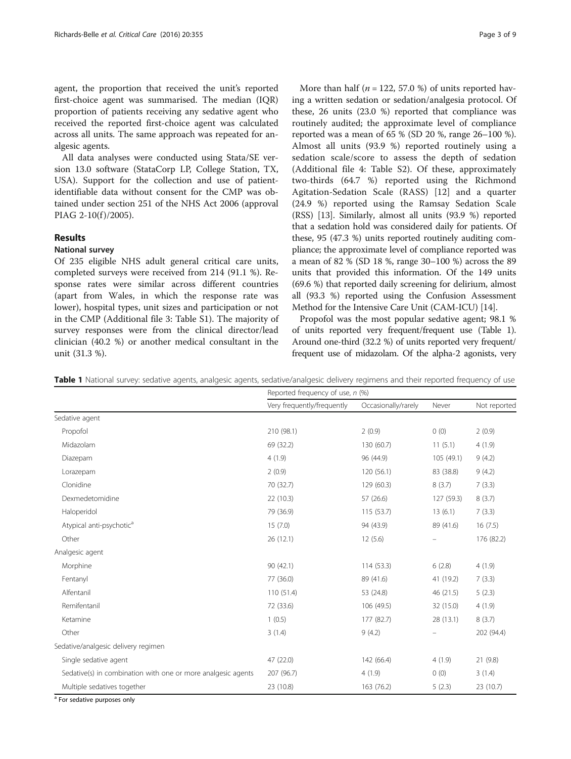agent, the proportion that received the unit's reported first-choice agent was summarised. The median (IQR) proportion of patients receiving any sedative agent who received the reported first-choice agent was calculated across all units. The same approach was repeated for analgesic agents.

All data analyses were conducted using Stata/SE version 13.0 software (StataCorp LP, College Station, TX, USA). Support for the collection and use of patient-identifiable data without consent for the CMP was obtained under section 251 of the NHS Act 2006 (approval PIAG 2-10(f)/2005).

## Results

### National survey

Of 235 eligible NHS adult general critical care units, completed surveys were received from 214 (91.1 %). Response rates were similar across different countries (apart from Wales, in which the response rate was lower), hospital types, unit sizes and participation or not in the CMP (Additional file 3: Table S1). The majority of survey responses were from the clinical director/lead clinician (40.2 %) or another medical consultant in the unit (31.3 %).

More than half (*n* = 122, 57.0 %) of units reported having a written sedation or sedation/analgesia protocol. Of these, 26 units (23.0 %) reported that compliance was routinely audited; the approximate level of compliance reported was a mean of 65 % (SD 20 %, range 26–100 %). Almost all units (93.9 %) reported routinely using a sedation scale/score to assess the depth of sedation (Additional file 4: Table S2). Of these, approximately two-thirds (64.7 %) reported using the Richmond Agitation-Sedation Scale (RASS) [12] and a quarter (24.9 %) reported using the Ramsay Sedation Scale (RSS) [13]. Similarly, almost all units (93.9 %) reported that a sedation hold was considered daily for patients. Of these, 95 (47.3 %) units reported routinely auditing compliance; the approximate level of compliance reported was a mean of 82 % (SD 18 %, range 30–100 %) across the 89 units that provided this information. Of the 149 units (69.6 %) that reported daily screening for delirium, almost all (93.3 %) reported using the Confusion Assessment Method for the Intensive Care Unit (CAM-ICU) [14].

Propofol was the most popular sedative agent; 98.1 % of units reported very frequent/frequent use (Table 1). Around one-third (32.2 %) of units reported very frequent/frequent use of midazolam. Of the alpha-2 agonists, very

**Table 1** National survey: sedative agents, analgesic agents, sedative/analgesic delivery regimens and their reported frequency of use

| | Reported frequency of use, *n* (%) | | | |
|---|---|---|---|---|
| | Very frequently/frequently | Occasionally/rarely | Never | Not reported |
| Sedative agent | | | | |
| Propofol | 210 (98.1) | 2 (0.9) | 0 (0) | 2 (0.9) |
| Midazolam | 69 (32.2) | 130 (60.7) | 11 (5.1) | 4 (1.9) |
| Diazepam | 4 (1.9) | 96 (44.9) | 105 (49.1) | 9 (4.2) |
| Lorazepam | 2 (0.9) | 120 (56.1) | 83 (38.8) | 9 (4.2) |
| Clonidine | 70 (32.7) | 129 (60.3) | 8 (3.7) | 7 (3.3) |
| Dexmedetomidine | 22 (10.3) | 57 (26.6) | 127 (59.3) | 8 (3.7) |
| Haloperidol | 79 (36.9) | 115 (53.7) | 13 (6.1) | 7 (3.3) |
| Atypical anti-psychotic[a] | 15 (7.0) | 94 (43.9) | 89 (41.6) | 16 (7.5) |
| Other | 26 (12.1) | 12 (5.6) | – | 176 (82.2) |
| Analgesic agent | | | | |
| Morphine | 90 (42.1) | 114 (53.3) | 6 (2.8) | 4 (1.9) |
| Fentanyl | 77 (36.0) | 89 (41.6) | 41 (19.2) | 7 (3.3) |
| Alfentanil | 110 (51.4) | 53 (24.8) | 46 (21.5) | 5 (2.3) |
| Remifentanil | 72 (33.6) | 106 (49.5) | 32 (15.0) | 4 (1.9) |
| Ketamine | 1 (0.5) | 177 (82.7) | 28 (13.1) | 8 (3.7) |
| Other | 3 (1.4) | 9 (4.2) | – | 202 (94.4) |
| Sedative/analgesic delivery regimen | | | | |
| Single sedative agent | 47 (22.0) | 142 (66.4) | 4 (1.9) | 21 (9.8) |
| Sedative(s) in combination with one or more analgesic agents | 207 (96.7) | 4 (1.9) | 0 (0) | 3 (1.4) |
| Multiple sedatives together | 23 (10.8) | 163 (76.2) | 5 (2.3) | 23 (10.7) |

[a] For sedative purposes only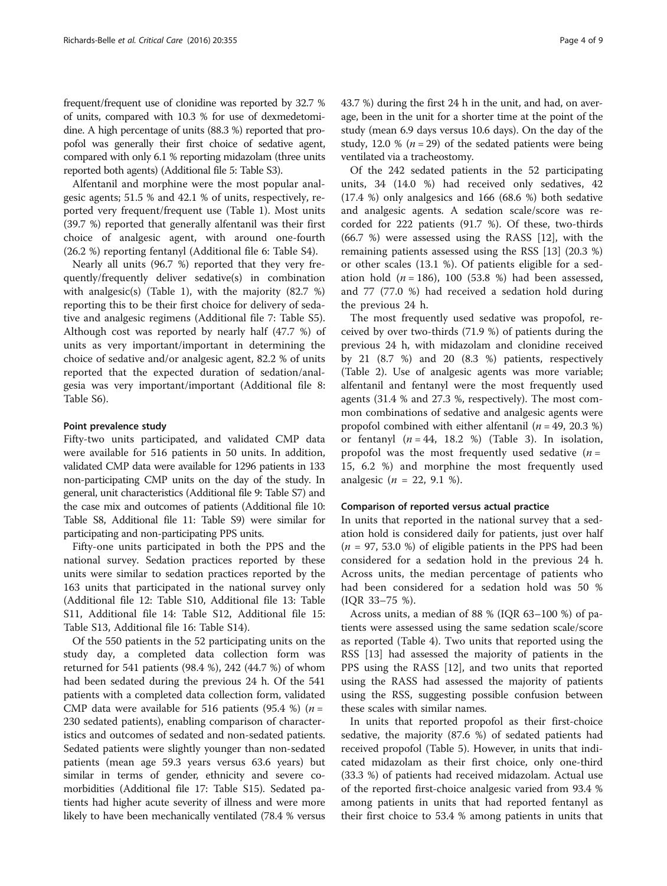frequent/frequent use of clonidine was reported by 32.7 % of units, compared with 10.3 % for use of dexmedetomidine. A high percentage of units (88.3 %) reported that propofol was generally their first choice of sedative agent, compared with only 6.1 % reporting midazolam (three units reported both agents) (Additional file 5: Table S3).

Alfentanil and morphine were the most popular analgesic agents; 51.5 % and 42.1 % of units, respectively, reported very frequent/frequent use (Table 1). Most units (39.7 %) reported that generally alfentanil was their first choice of analgesic agent, with around one-fourth (26.2 %) reporting fentanyl (Additional file 6: Table S4).

Nearly all units (96.7 %) reported that they very frequently/frequently deliver sedative(s) in combination with analgesic(s) (Table 1), with the majority (82.7 %) reporting this to be their first choice for delivery of sedative and analgesic regimens (Additional file 7: Table S5). Although cost was reported by nearly half (47.7 %) of units as very important/important in determining the choice of sedative and/or analgesic agent, 82.2 % of units reported that the expected duration of sedation/analgesia was very important/important (Additional file 8: Table S6).

#### Point prevalence study

Fifty-two units participated, and validated CMP data were available for 516 patients in 50 units. In addition, validated CMP data were available for 1296 patients in 133 non-participating CMP units on the day of the study. In general, unit characteristics (Additional file 9: Table S7) and the case mix and outcomes of patients (Additional file 10: Table S8, Additional file 11: Table S9) were similar for participating and non-participating PPS units.

Fifty-one units participated in both the PPS and the national survey. Sedation practices reported by these units were similar to sedation practices reported by the 163 units that participated in the national survey only (Additional file 12: Table S10, Additional file 13: Table S11, Additional file 14: Table S12, Additional file 15: Table S13, Additional file 16: Table S14).

Of the 550 patients in the 52 participating units on the study day, a completed data collection form was returned for 541 patients (98.4 %), 242 (44.7 %) of whom had been sedated during the previous 24 h. Of the 541 patients with a completed data collection form, validated CMP data were available for 516 patients (95.4 %) ($n$ = 230 sedated patients), enabling comparison of characteristics and outcomes of sedated and non-sedated patients. Sedated patients were slightly younger than non-sedated patients (mean age 59.3 years versus 63.6 years) but similar in terms of gender, ethnicity and severe comorbidities (Additional file 17: Table S15). Sedated patients had higher acute severity of illness and were more likely to have been mechanically ventilated (78.4 % versus 43.7 %) during the first 24 h in the unit, and had, on average, been in the unit for a shorter time at the point of the study (mean 6.9 days versus 10.6 days). On the day of the study, 12.0 % ($n$ = 29) of the sedated patients were being ventilated via a tracheostomy.

Of the 242 sedated patients in the 52 participating units, 34 (14.0 %) had received only sedatives, 42 (17.4 %) only analgesics and 166 (68.6 %) both sedative and analgesic agents. A sedation scale/score was recorded for 222 patients (91.7 %). Of these, two-thirds (66.7 %) were assessed using the RASS [12], with the remaining patients assessed using the RSS [13] (20.3 %) or other scales (13.1 %). Of patients eligible for a sedation hold ($n$ = 186), 100 (53.8 %) had been assessed, and 77 (77.0 %) had received a sedation hold during the previous 24 h.

The most frequently used sedative was propofol, received by over two-thirds (71.9 %) of patients during the previous 24 h, with midazolam and clonidine received by 21 (8.7 %) and 20 (8.3 %) patients, respectively (Table 2). Use of analgesic agents was more variable; alfentanil and fentanyl were the most frequently used agents (31.4 % and 27.3 %, respectively). The most common combinations of sedative and analgesic agents were propofol combined with either alfentanil ($n$ = 49, 20.3 %) or fentanyl ($n$ = 44, 18.2 %) (Table 3). In isolation, propofol was the most frequently used sedative ($n$ = 15, 6.2 %) and morphine the most frequently used analgesic ($n$ = 22, 9.1 %).

#### Comparison of reported versus actual practice

In units that reported in the national survey that a sedation hold is considered daily for patients, just over half ($n$ = 97, 53.0 %) of eligible patients in the PPS had been considered for a sedation hold in the previous 24 h. Across units, the median percentage of patients who had been considered for a sedation hold was 50 % (IQR 33–75 %).

Across units, a median of 88 % (IQR 63–100 %) of patients were assessed using the same sedation scale/score as reported (Table 4). Two units that reported using the RSS [13] had assessed the majority of patients in the PPS using the RASS [12], and two units that reported using the RASS had assessed the majority of patients using the RSS, suggesting possible confusion between these scales with similar names.

In units that reported propofol as their first-choice sedative, the majority (87.6 %) of sedated patients had received propofol (Table 5). However, in units that indicated midazolam as their first choice, only one-third (33.3 %) of patients had received midazolam. Actual use of the reported first-choice analgesic varied from 93.4 % among patients in units that had reported fentanyl as their first choice to 53.4 % among patients in units that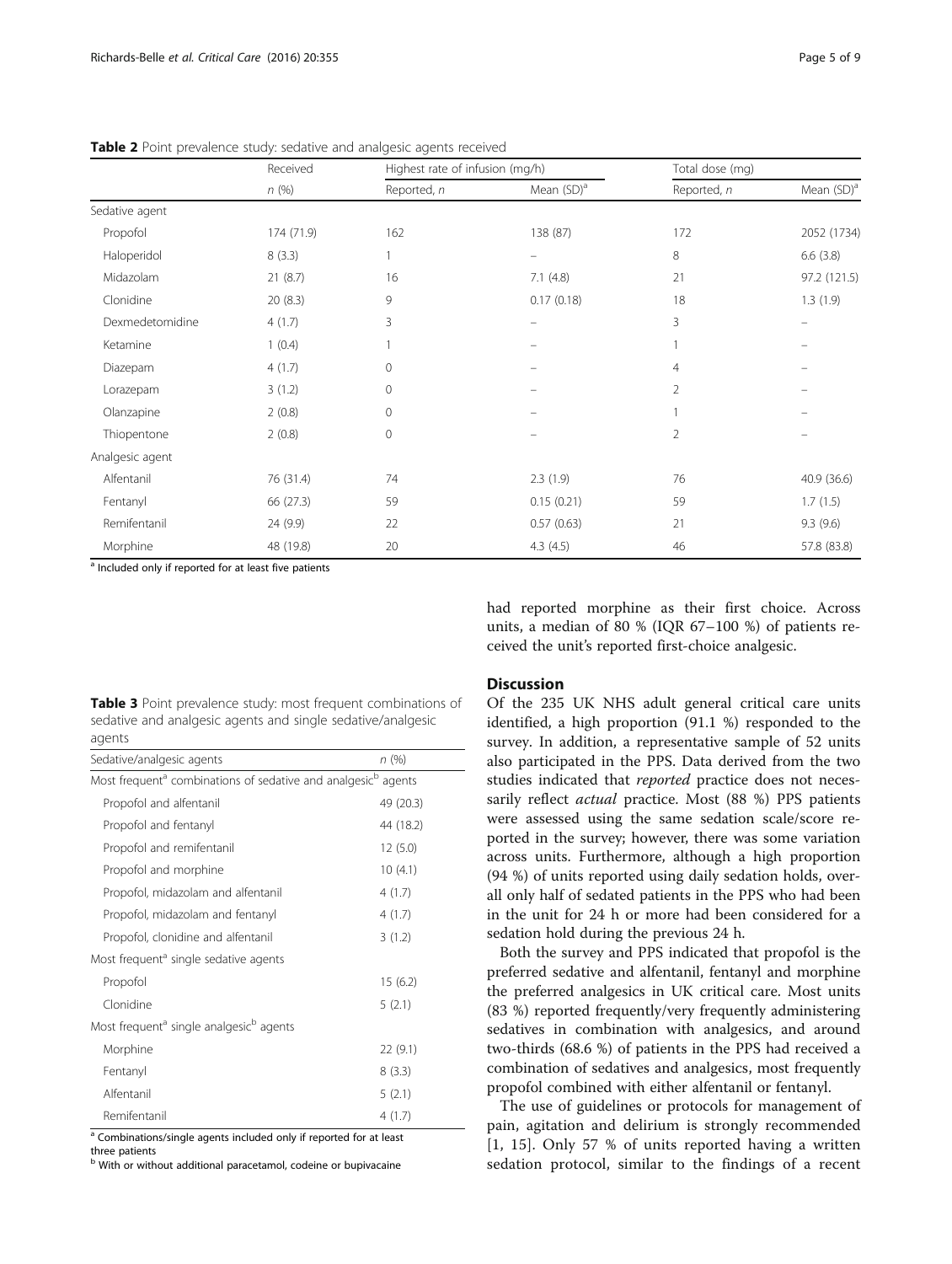**Table 2** Point prevalence study: sedative and analgesic agents received

| | Received | Highest rate of infusion (mg/h) | | Total dose (mg) | |
|---|---|---|---|---|---|
| | n (%) | Reported, n | Mean (SD)[a] | Reported, n | Mean (SD)[a] |
| Sedative agent | | | | | |
| Propofol | 174 (71.9) | 162 | 138 (87) | 172 | 2052 (1734) |
| Haloperidol | 8 (3.3) | 1 | – | 8 | 6.6 (3.8) |
| Midazolam | 21 (8.7) | 16 | 7.1 (4.8) | 21 | 97.2 (121.5) |
| Clonidine | 20 (8.3) | 9 | 0.17 (0.18) | 18 | 1.3 (1.9) |
| Dexmedetomidine | 4 (1.7) | 3 | – | 3 | – |
| Ketamine | 1 (0.4) | 1 | – | 1 | – |
| Diazepam | 4 (1.7) | 0 | – | 4 | – |
| Lorazepam | 3 (1.2) | 0 | – | 2 | – |
| Olanzapine | 2 (0.8) | 0 | – | 1 | – |
| Thiopentone | 2 (0.8) | 0 | – | 2 | – |
| Analgesic agent | | | | | |
| Alfentanil | 76 (31.4) | 74 | 2.3 (1.9) | 76 | 40.9 (36.6) |
| Fentanyl | 66 (27.3) | 59 | 0.15 (0.21) | 59 | 1.7 (1.5) |
| Remifentanil | 24 (9.9) | 22 | 0.57 (0.63) | 21 | 9.3 (9.6) |
| Morphine | 48 (19.8) | 20 | 4.3 (4.5) | 46 | 57.8 (83.8) |

[a] Included only if reported for at least five patients

**Table 3** Point prevalence study: most frequent combinations of sedative and analgesic agents and single sedative/analgesic agents

| Sedative/analgesic agents | n (%) |
|---|---|
| Most frequent[a] combinations of sedative and analgesic[b] agents | |
| Propofol and alfentanil | 49 (20.3) |
| Propofol and fentanyl | 44 (18.2) |
| Propofol and remifentanil | 12 (5.0) |
| Propofol and morphine | 10 (4.1) |
| Propofol, midazolam and alfentanil | 4 (1.7) |
| Propofol, midazolam and fentanyl | 4 (1.7) |
| Propofol, clonidine and alfentanil | 3 (1.2) |
| Most frequent[a] single sedative agents | |
| Propofol | 15 (6.2) |
| Clonidine | 5 (2.1) |
| Most frequent[a] single analgesic[b] agents | |
| Morphine | 22 (9.1) |
| Fentanyl | 8 (3.3) |
| Alfentanil | 5 (2.1) |
| Remifentanil | 4 (1.7) |

[a] Combinations/single agents included only if reported for at least three patients
[b] With or without additional paracetamol, codeine or bupivacaine

had reported morphine as their first choice. Across units, a median of 80 % (IQR 67–100 %) of patients received the unit's reported first-choice analgesic.

## Discussion

Of the 235 UK NHS adult general critical care units identified, a high proportion (91.1 %) responded to the survey. In addition, a representative sample of 52 units also participated in the PPS. Data derived from the two studies indicated that *reported* practice does not necessarily reflect *actual* practice. Most (88 %) PPS patients were assessed using the same sedation scale/score reported in the survey; however, there was some variation across units. Furthermore, although a high proportion (94 %) of units reported using daily sedation holds, overall only half of sedated patients in the PPS who had been in the unit for 24 h or more had been considered for a sedation hold during the previous 24 h.

Both the survey and PPS indicated that propofol is the preferred sedative and alfentanil, fentanyl and morphine the preferred analgesics in UK critical care. Most units (83 %) reported frequently/very frequently administering sedatives in combination with analgesics, and around two-thirds (68.6 %) of patients in the PPS had received a combination of sedatives and analgesics, most frequently propofol combined with either alfentanil or fentanyl.

The use of guidelines or protocols for management of pain, agitation and delirium is strongly recommended [1, 15]. Only 57 % of units reported having a written sedation protocol, similar to the findings of a recent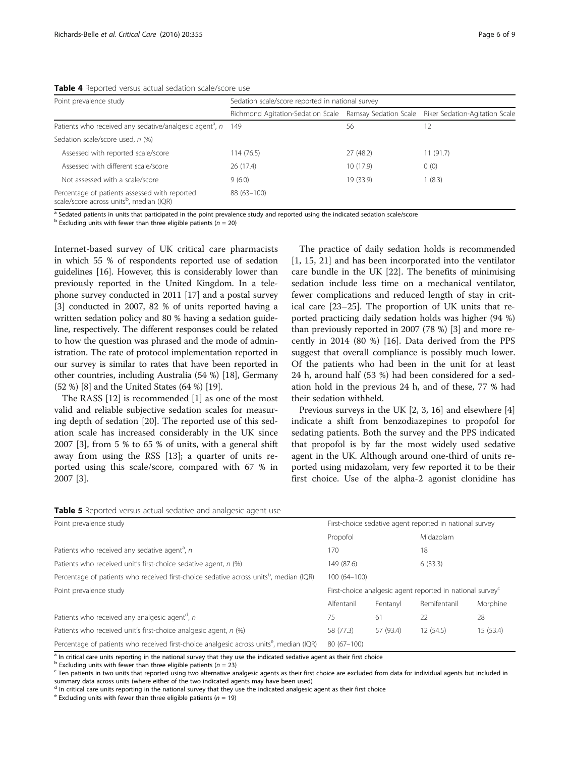**Table 4** Reported versus actual sedation scale/score use

| Point prevalence study | Sedation scale/score reported in national survey | | |
|---|---|---|---|
| | Richmond Agitation-Sedation Scale | Ramsay Sedation Scale | Riker Sedation-Agitation Scale |
| Patients who received any sedative/analgesic agent[a], *n* | 149 | 56 | 12 |
| Sedation scale/score used, *n* (%) | | | |
| Assessed with reported scale/score | 114 (76.5) | 27 (48.2) | 11 (91.7) |
| Assessed with different scale/score | 26 (17.4) | 10 (17.9) | 0 (0) |
| Not assessed with a scale/score | 9 (6.0) | 19 (33.9) | 1 (8.3) |
| Percentage of patients assessed with reported scale/score across units[b], median (IQR) | 88 (63–100) | | |

[a] Sedated patients in units that participated in the point prevalence study and reported using the indicated sedation scale/score
[b] Excluding units with fewer than three eligible patients (*n* = 20)

Internet-based survey of UK critical care pharmacists in which 55 % of respondents reported use of sedation guidelines [16]. However, this is considerably lower than previously reported in the United Kingdom. In a telephone survey conducted in 2011 [17] and a postal survey [3] conducted in 2007, 82 % of units reported having a written sedation policy and 80 % having a sedation guideline, respectively. The different responses could be related to how the question was phrased and the mode of administration. The rate of protocol implementation reported in our survey is similar to rates that have been reported in other countries, including Australia (54 %) [18], Germany (52 %) [8] and the United States (64 %) [19].

The RASS [12] is recommended [1] as one of the most valid and reliable subjective sedation scales for measuring depth of sedation [20]. The reported use of this sedation scale has increased considerably in the UK since 2007 [3], from 5 % to 65 % of units, with a general shift away from using the RSS [13]; a quarter of units reported using this scale/score, compared with 67 % in 2007 [3].

The practice of daily sedation holds is recommended [1, 15, 21] and has been incorporated into the ventilator care bundle in the UK [22]. The benefits of minimising sedation include less time on a mechanical ventilator, fewer complications and reduced length of stay in critical care [23–25]. The proportion of UK units that reported practicing daily sedation holds was higher (94 %) than previously reported in 2007 (78 %) [3] and more recently in 2014 (80 %) [16]. Data derived from the PPS suggest that overall compliance is possibly much lower. Of the patients who had been in the unit for at least 24 h, around half (53 %) had been considered for a sedation hold in the previous 24 h, and of these, 77 % had their sedation withheld.

Previous surveys in the UK [2, 3, 16] and elsewhere [4] indicate a shift from benzodiazepines to propofol for sedating patients. Both the survey and the PPS indicated that propofol is by far the most widely used sedative agent in the UK. Although around one-third of units reported using midazolam, very few reported it to be their first choice. Use of the alpha-2 agonist clonidine has

**Table 5** Reported versus actual sedative and analgesic agent use

| Point prevalence study | First-choice sedative agent reported in national survey | | | |
|---|---|---|---|---|
| | Propofol | | Midazolam | |
| Patients who received any sedative agent[a], *n* | 170 | | 18 | |
| Patients who received unit's first-choice sedative agent, *n* (%) | 149 (87.6) | | 6 (33.3) | |
| Percentage of patients who received first-choice sedative across units[b], median (IQR) | 100 (64–100) | | | |
| Point prevalence study | First-choice analgesic agent reported in national survey[c] | | | |
| | Alfentanil | Fentanyl | Remifentanil | Morphine |
| Patients who received any analgesic agent[d], *n* | 75 | 61 | 22 | 28 |
| Patients who received unit's first-choice analgesic agent, *n* (%) | 58 (77.3) | 57 (93.4) | 12 (54.5) | 15 (53.4) |
| Percentage of patients who received first-choice analgesic across units[e], median (IQR) | 80 (67–100) | | | |

[a] In critical care units reporting in the national survey that they use the indicated sedative agent as their first choice
[b] Excluding units with fewer than three eligible patients (*n* = 23)
[c] Ten patients in two units that reported using two alternative analgesic agents as their first choice are excluded from data for individual agents but included in summary data across units (where either of the two indicated agents may have been used)
[d] In critical care units reporting in the national survey that they use the indicated analgesic agent as their first choice
[e] Excluding units with fewer than three eligible patients (*n* = 19)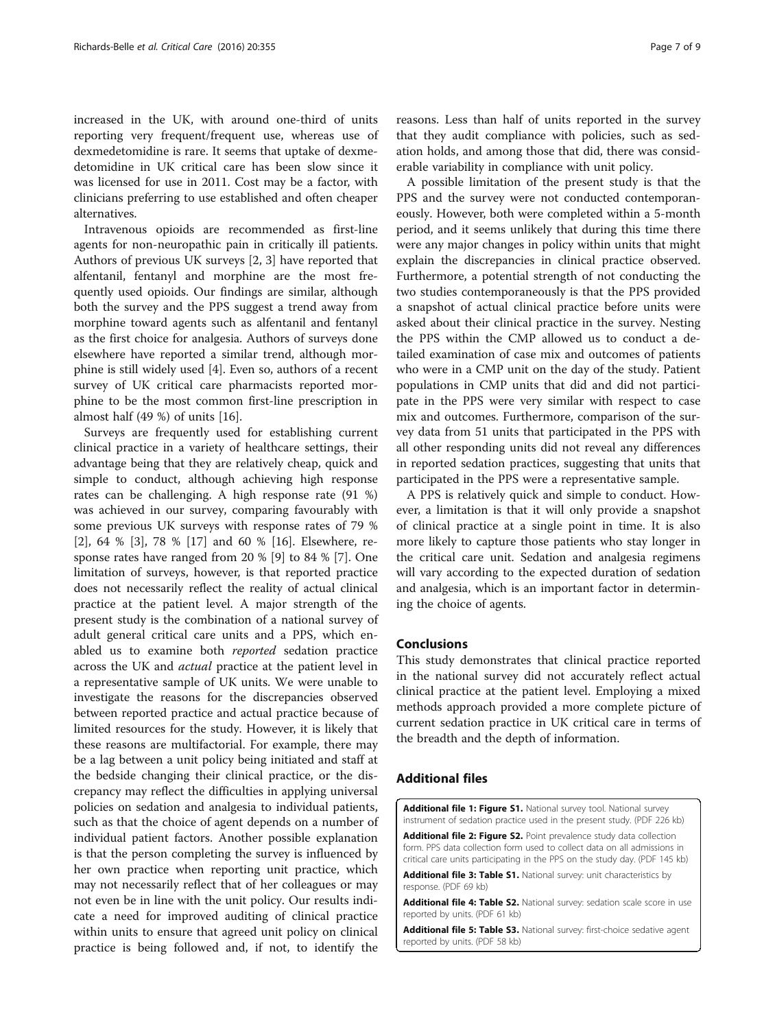increased in the UK, with around one-third of units reporting very frequent/frequent use, whereas use of dexmedetomidine is rare. It seems that uptake of dexmedetomidine in UK critical care has been slow since it was licensed for use in 2011. Cost may be a factor, with clinicians preferring to use established and often cheaper alternatives.

Intravenous opioids are recommended as first-line agents for non-neuropathic pain in critically ill patients. Authors of previous UK surveys [2, 3] have reported that alfentanil, fentanyl and morphine are the most frequently used opioids. Our findings are similar, although both the survey and the PPS suggest a trend away from morphine toward agents such as alfentanil and fentanyl as the first choice for analgesia. Authors of surveys done elsewhere have reported a similar trend, although morphine is still widely used [4]. Even so, authors of a recent survey of UK critical care pharmacists reported morphine to be the most common first-line prescription in almost half (49 %) of units [16].

Surveys are frequently used for establishing current clinical practice in a variety of healthcare settings, their advantage being that they are relatively cheap, quick and simple to conduct, although achieving high response rates can be challenging. A high response rate (91 %) was achieved in our survey, comparing favourably with some previous UK surveys with response rates of 79 % [2], 64 % [3], 78 % [17] and 60 % [16]. Elsewhere, response rates have ranged from 20 % [9] to 84 % [7]. One limitation of surveys, however, is that reported practice does not necessarily reflect the reality of actual clinical practice at the patient level. A major strength of the present study is the combination of a national survey of adult general critical care units and a PPS, which enabled us to examine both *reported* sedation practice across the UK and *actual* practice at the patient level in a representative sample of UK units. We were unable to investigate the reasons for the discrepancies observed between reported practice and actual practice because of limited resources for the study. However, it is likely that these reasons are multifactorial. For example, there may be a lag between a unit policy being initiated and staff at the bedside changing their clinical practice, or the discrepancy may reflect the difficulties in applying universal policies on sedation and analgesia to individual patients, such as that the choice of agent depends on a number of individual patient factors. Another possible explanation is that the person completing the survey is influenced by her own practice when reporting unit practice, which may not necessarily reflect that of her colleagues or may not even be in line with the unit policy. Our results indicate a need for improved auditing of clinical practice within units to ensure that agreed unit policy on clinical practice is being followed and, if not, to identify the reasons. Less than half of units reported in the survey that they audit compliance with policies, such as sedation holds, and among those that did, there was considerable variability in compliance with unit policy.

A possible limitation of the present study is that the PPS and the survey were not conducted contemporaneously. However, both were completed within a 5-month period, and it seems unlikely that during this time there were any major changes in policy within units that might explain the discrepancies in clinical practice observed. Furthermore, a potential strength of not conducting the two studies contemporaneously is that the PPS provided a snapshot of actual clinical practice before units were asked about their clinical practice in the survey. Nesting the PPS within the CMP allowed us to conduct a detailed examination of case mix and outcomes of patients who were in a CMP unit on the day of the study. Patient populations in CMP units that did and did not participate in the PPS were very similar with respect to case mix and outcomes. Furthermore, comparison of the survey data from 51 units that participated in the PPS with all other responding units did not reveal any differences in reported sedation practices, suggesting that units that participated in the PPS were a representative sample.

A PPS is relatively quick and simple to conduct. However, a limitation is that it will only provide a snapshot of clinical practice at a single point in time. It is also more likely to capture those patients who stay longer in the critical care unit. Sedation and analgesia regimens will vary according to the expected duration of sedation and analgesia, which is an important factor in determining the choice of agents.

## Conclusions

This study demonstrates that clinical practice reported in the national survey did not accurately reflect actual clinical practice at the patient level. Employing a mixed methods approach provided a more complete picture of current sedation practice in UK critical care in terms of the breadth and the depth of information.

## Additional files

**Additional file 1: Figure S1.** National survey tool. National survey instrument of sedation practice used in the present study. (PDF 226 kb)

**Additional file 2: Figure S2.** Point prevalence study data collection form. PPS data collection form used to collect data on all admissions in critical care units participating in the PPS on the study day. (PDF 145 kb)

**Additional file 3: Table S1.** National survey: unit characteristics by response. (PDF 69 kb)

**Additional file 4: Table S2.** National survey: sedation scale score in use reported by units. (PDF 61 kb)

**Additional file 5: Table S3.** National survey: first-choice sedative agent reported by units. (PDF 58 kb)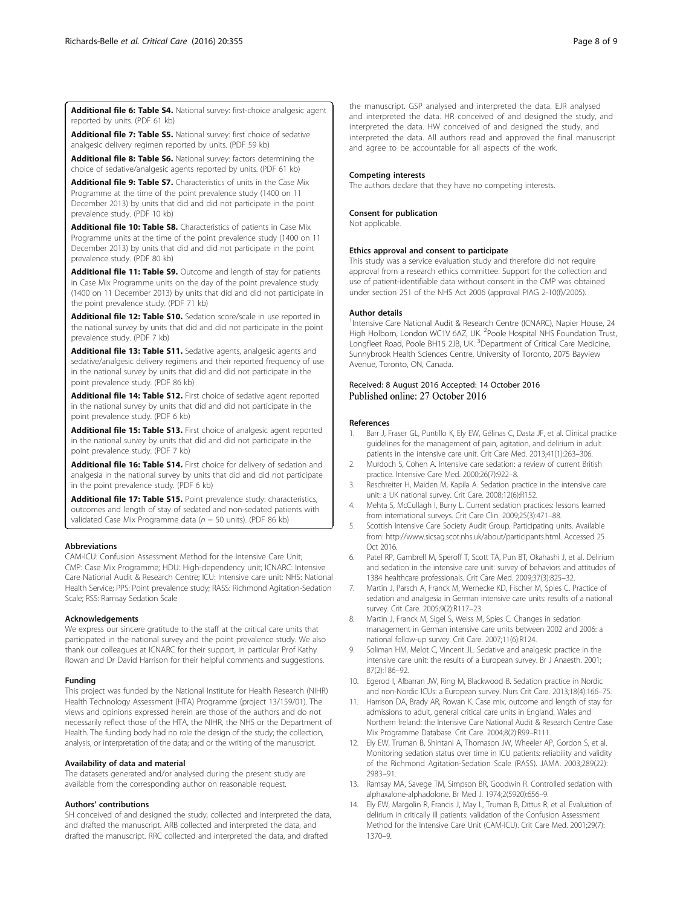**Additional file 6: Table S4.** National survey: first-choice analgesic agent reported by units. (PDF 61 kb)

**Additional file 7: Table S5.** National survey: first choice of sedative analgesic delivery regimen reported by units. (PDF 59 kb)

**Additional file 8: Table S6.** National survey: factors determining the choice of sedative/analgesic agents reported by units. (PDF 61 kb)

**Additional file 9: Table S7.** Characteristics of units in the Case Mix Programme at the time of the point prevalence study (1400 on 11 December 2013) by units that did and did not participate in the point prevalence study. (PDF 10 kb)

**Additional file 10: Table S8.** Characteristics of patients in Case Mix Programme units at the time of the point prevalence study (1400 on 11 December 2013) by units that did and did not participate in the point prevalence study. (PDF 80 kb)

**Additional file 11: Table S9.** Outcome and length of stay for patients in Case Mix Programme units on the day of the point prevalence study (1400 on 11 December 2013) by units that did and did not participate in the point prevalence study. (PDF 71 kb)

**Additional file 12: Table S10.** Sedation score/scale in use reported in the national survey by units that did and did not participate in the point prevalence study. (PDF 7 kb)

**Additional file 13: Table S11.** Sedative agents, analgesic agents and sedative/analgesic delivery regimens and their reported frequency of use in the national survey by units that did and did not participate in the point prevalence study. (PDF 86 kb)

**Additional file 14: Table S12.** First choice of sedative agent reported in the national survey by units that did and did not participate in the point prevalence study. (PDF 6 kb)

**Additional file 15: Table S13.** First choice of analgesic agent reported in the national survey by units that did and did not participate in the point prevalence study. (PDF 7 kb)

**Additional file 16: Table S14.** First choice for delivery of sedation and analgesia in the national survey by units that did and did not participate in the point prevalence study. (PDF 6 kb)

**Additional file 17: Table S15.** Point prevalence study: characteristics, outcomes and length of stay of sedated and non-sedated patients with validated Case Mix Programme data ($n$ = 50 units). (PDF 86 kb)

#### Abbreviations

CAM-ICU: Confusion Assessment Method for the Intensive Care Unit; CMP: Case Mix Programme; HDU: High-dependency unit; ICNARC: Intensive Care National Audit & Research Centre; ICU: Intensive care unit; NHS: National Health Service; PPS: Point prevalence study; RASS: Richmond Agitation-Sedation Scale; RSS: Ramsay Sedation Scale

#### Acknowledgements

We express our sincere gratitude to the staff at the critical care units that participated in the national survey and the point prevalence study. We also thank our colleagues at ICNARC for their support, in particular Prof Kathy Rowan and Dr David Harrison for their helpful comments and suggestions.

#### Funding

This project was funded by the National Institute for Health Research (NIHR) Health Technology Assessment (HTA) Programme (project 13/159/01). The views and opinions expressed herein are those of the authors and do not necessarily reflect those of the HTA, the NIHR, the NHS or the Department of Health. The funding body had no role the design of the study; the collection, analysis, or interpretation of the data; and or the writing of the manuscript.

#### Availability of data and material

The datasets generated and/or analysed during the present study are available from the corresponding author on reasonable request.

#### Authors' contributions

SH conceived of and designed the study, collected and interpreted the data, and drafted the manuscript. ARB collected and interpreted the data, and drafted the manuscript. RRC collected and interpreted the data, and drafted the manuscript. GSP analysed and interpreted the data. EJR analysed and interpreted the data. HR conceived of and designed the study, and interpreted the data. HW conceived of and designed the study, and interpreted the data. All authors read and approved the final manuscript and agree to be accountable for all aspects of the work.

#### Competing interests

The authors declare that they have no competing interests.

#### Consent for publication

Not applicable.

#### Ethics approval and consent to participate

This study was a service evaluation study and therefore did not require approval from a research ethics committee. Support for the collection and use of patient-identifiable data without consent in the CMP was obtained under section 251 of the NHS Act 2006 (approval PIAG 2-10(f)/2005).

#### Author details

[1]Intensive Care National Audit & Research Centre (ICNARC), Napier House, 24 High Holborn, London WC1V 6AZ, UK. [2]Poole Hospital NHS Foundation Trust, Longfleet Road, Poole BH15 2JB, UK. [3]Department of Critical Care Medicine, Sunnybrook Health Sciences Centre, University of Toronto, 2075 Bayview Avenue, Toronto, ON, Canada.

Received: 8 August 2016 Accepted: 14 October 2016
Published online: 27 October 2016

#### References

1. Barr J, Fraser GL, Puntillo K, Ely EW, Gélinas C, Dasta JF, et al. Clinical practice guidelines for the management of pain, agitation, and delirium in adult patients in the intensive care unit. Crit Care Med. 2013;41(1):263–306.
2. Murdoch S, Cohen A. Intensive care sedation: a review of current British practice. Intensive Care Med. 2000;26(7):922–8.
3. Reschreiter H, Maiden M, Kapila A. Sedation practice in the intensive care unit: a UK national survey. Crit Care. 2008;12(6):R152.
4. Mehta S, McCullagh I, Burry L. Current sedation practices: lessons learned from international surveys. Crit Care Clin. 2009;25(3):471–88.
5. Scottish Intensive Care Society Audit Group. Participating units. Available from: http://www.sicsag.scot.nhs.uk/about/participants.html. Accessed 25 Oct 2016.
6. Patel RP, Gambrell M, Speroff T, Scott TA, Pun BT, Okahashi J, et al. Delirium and sedation in the intensive care unit: survey of behaviors and attitudes of 1384 healthcare professionals. Crit Care Med. 2009;37(3):825–32.
7. Martin J, Parsch A, Franck M, Wernecke KD, Fischer M, Spies C. Practice of sedation and analgesia in German intensive care units: results of a national survey. Crit Care. 2005;9(2):R117–23.
8. Martin J, Franck M, Sigel S, Weiss M, Spies C. Changes in sedation management in German intensive care units between 2002 and 2006: a national follow-up survey. Crit Care. 2007;11(6):R124.
9. Soliman HM, Melot C, Vincent JL. Sedative and analgesic practice in the intensive care unit: the results of a European survey. Br J Anaesth. 2001; 87(2):186–92.
10. Egerod I, Albarran JW, Ring M, Blackwood B. Sedation practice in Nordic and non-Nordic ICUs: a European survey. Nurs Crit Care. 2013;18(4):166–75.
11. Harrison DA, Brady AR, Rowan K. Case mix, outcome and length of stay for admissions to adult, general critical care units in England, Wales and Northern Ireland: the Intensive Care National Audit & Research Centre Case Mix Programme Database. Crit Care. 2004;8(2):R99–R111.
12. Ely EW, Truman B, Shintani A, Thomason JW, Wheeler AP, Gordon S, et al. Monitoring sedation status over time in ICU patients: reliability and validity of the Richmond Agitation-Sedation Scale (RASS). JAMA. 2003;289(22): 2983–91.
13. Ramsay MA, Savege TM, Simpson BR, Goodwin R. Controlled sedation with alphaxalone-alphadolone. Br Med J. 1974;2(5920):656–9.
14. Ely EW, Margolin R, Francis J, May L, Truman B, Dittus R, et al. Evaluation of delirium in critically ill patients: validation of the Confusion Assessment Method for the Intensive Care Unit (CAM-ICU). Crit Care Med. 2001;29(7): 1370–9.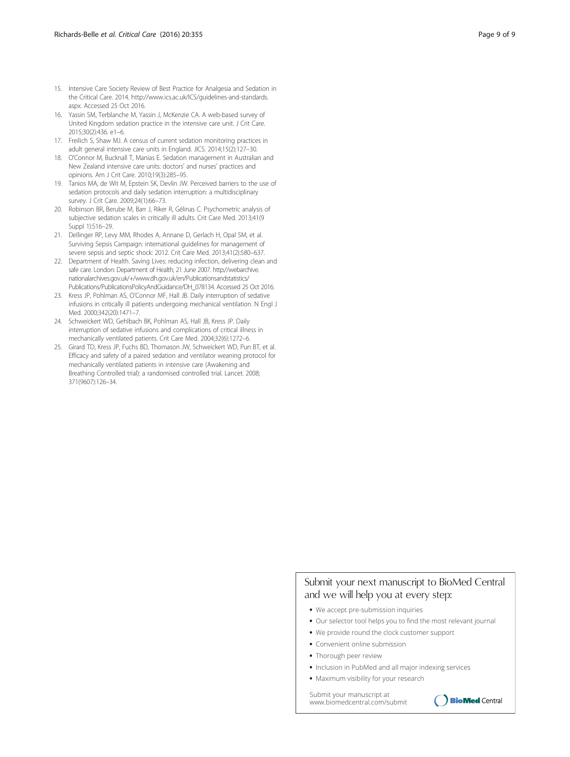15. Intensive Care Society Review of Best Practice for Analgesia and Sedation in the Critical Care. 2014. http://www.ics.ac.uk/ICS/guidelines-and-standards.aspx. Accessed 25 Oct 2016.
16. Yassin SM, Terblanche M, Yassin J, McKenzie CA. A web-based survey of United Kingdom sedation practice in the intensive care unit. J Crit Care. 2015;30(2):436. e1–6.
17. Freilich S, Shaw MJ. A census of current sedation monitoring practices in adult general intensive care units in England. JICS. 2014;15(2):127–30.
18. O'Connor M, Bucknall T, Manias E. Sedation management in Australian and New Zealand intensive care units: doctors' and nurses' practices and opinions. Am J Crit Care. 2010;19(3):285–95.
19. Tanios MA, de Wit M, Epstein SK, Devlin JW. Perceived barriers to the use of sedation protocols and daily sedation interruption: a multidisciplinary survey. J Crit Care. 2009;24(1):66–73.
20. Robinson BR, Berube M, Barr J, Riker R, Gélinas C. Psychometric analysis of subjective sedation scales in critically ill adults. Crit Care Med. 2013;41(9 Suppl 1):S16–29.
21. Dellinger RP, Levy MM, Rhodes A, Annane D, Gerlach H, Opal SM, et al. Surviving Sepsis Campaign: international guidelines for management of severe sepsis and septic shock: 2012. Crit Care Med. 2013;41(2):580–637.
22. Department of Health. Saving Lives: reducing infection, delivering clean and safe care. London: Department of Health; 21 June 2007. http://webarchive.nationalarchives.gov.uk/+/www.dh.gov.uk/en/Publicationsandstatistics/Publications/PublicationsPolicyAndGuidance/DH_078134. Accessed 25 Oct 2016.
23. Kress JP, Pohlman AS, O'Connor MF, Hall JB. Daily interruption of sedative infusions in critically ill patients undergoing mechanical ventilation. N Engl J Med. 2000;342(20):1471–7.
24. Schweickert WD, Gehlbach BK, Pohlman AS, Hall JB, Kress JP. Daily interruption of sedative infusions and complications of critical illness in mechanically ventilated patients. Crit Care Med. 2004;32(6):1272–6.
25. Girard TD, Kress JP, Fuchs BD, Thomason JW, Schweickert WD, Pun BT, et al. Efficacy and safety of a paired sedation and ventilator weaning protocol for mechanically ventilated patients in intensive care (Awakening and Breathing Controlled trial): a randomised controlled trial. Lancet. 2008;371(9607):126–34.

Submit your next manuscript to BioMed Central and we will help you at every step:

- We accept pre-submission inquiries
- Our selector tool helps you to find the most relevant journal
- We provide round the clock customer support
- Convenient online submission
- Thorough peer review
- Inclusion in PubMed and all major indexing services
- Maximum visibility for your research

Submit your manuscript at
www.biomedcentral.com/submit

BioMed Central